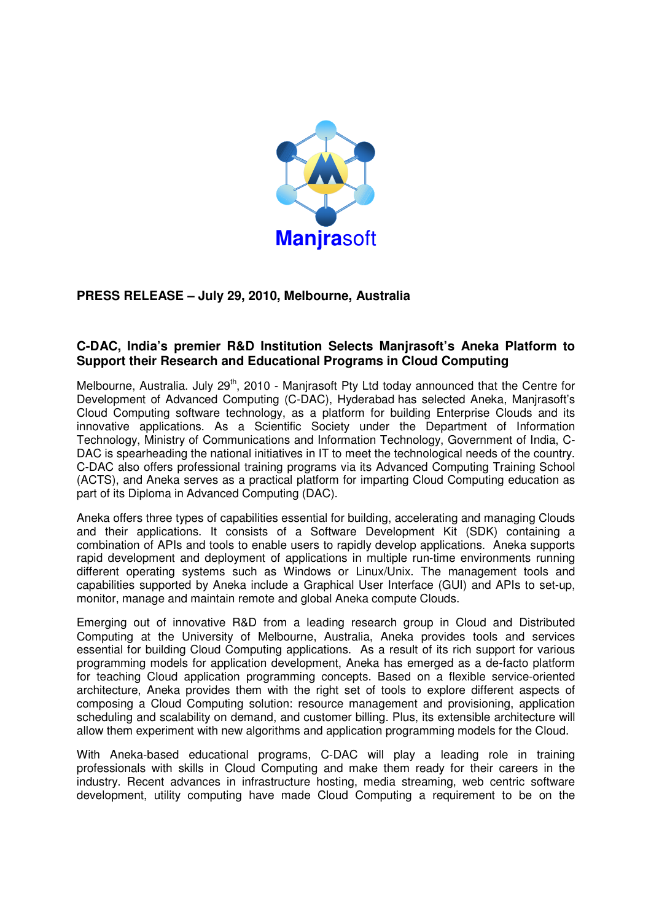Manjrasoft

**PRESS RELEASE – July 29, 2010, Melbourne, Australia**

## C-DAC, India's premier R&D Institution Selects Manjrasoft's Aneka Platform to Support their Research and Educational Programs in Cloud Computing

Melbourne, Australia. July 29th, 2010 - Manjrasoft Pty Ltd today announced that the Centre for Development of Advanced Computing (C-DAC), Hyderabad has selected Aneka, Manjrasoft's Cloud Computing software technology, as a platform for building Enterprise Clouds and its innovative applications. As a Scientific Society under the Department of Information Technology, Ministry of Communications and Information Technology, Government of India, C-DAC is spearheading the national initiatives in IT to meet the technological needs of the country. C-DAC also offers professional training programs via its Advanced Computing Training School (ACTS), and Aneka serves as a practical platform for imparting Cloud Computing education as part of its Diploma in Advanced Computing (DAC).

Aneka offers three types of capabilities essential for building, accelerating and managing Clouds and their applications. It consists of a Software Development Kit (SDK) containing a combination of APIs and tools to enable users to rapidly develop applications. Aneka supports rapid development and deployment of applications in multiple run-time environments running different operating systems such as Windows or Linux/Unix. The management tools and capabilities supported by Aneka include a Graphical User Interface (GUI) and APIs to set-up, monitor, manage and maintain remote and global Aneka compute Clouds.

Emerging out of innovative R&D from a leading research group in Cloud and Distributed Computing at the University of Melbourne, Australia, Aneka provides tools and services essential for building Cloud Computing applications. As a result of its rich support for various programming models for application development, Aneka has emerged as a de-facto platform for teaching Cloud application programming concepts. Based on a flexible service-oriented architecture, Aneka provides them with the right set of tools to explore different aspects of composing a Cloud Computing solution: resource management and provisioning, application scheduling and scalability on demand, and customer billing. Plus, its extensible architecture will allow them experiment with new algorithms and application programming models for the Cloud.

With Aneka-based educational programs, C-DAC will play a leading role in training professionals with skills in Cloud Computing and make them ready for their careers in the industry. Recent advances in infrastructure hosting, media streaming, web centric software development, utility computing have made Cloud Computing a requirement to be on the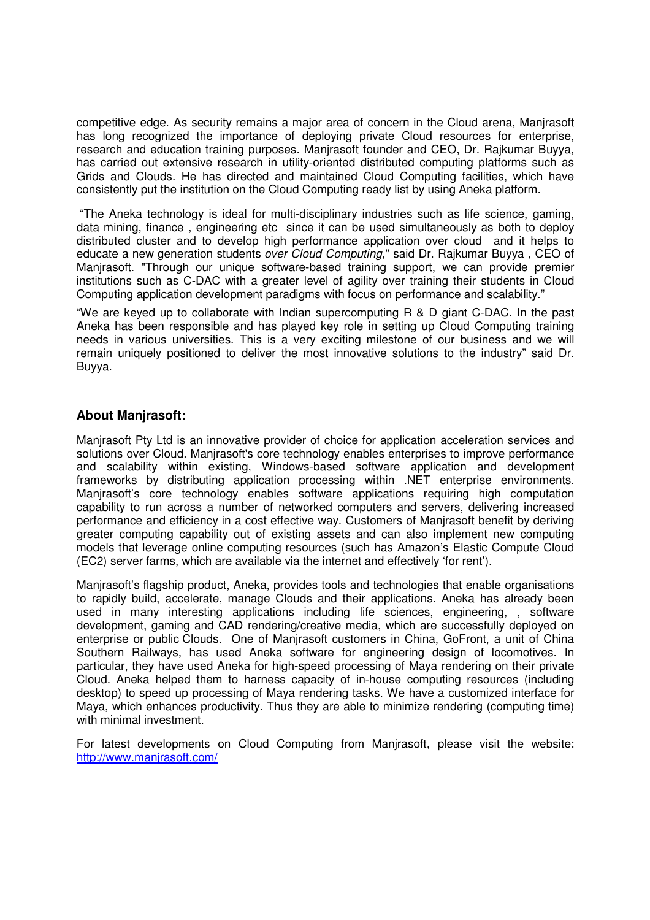competitive edge. As security remains a major area of concern in the Cloud arena, Manjrasoft has long recognized the importance of deploying private Cloud resources for enterprise, research and education training purposes. Manjrasoft founder and CEO, Dr. Rajkumar Buyya, has carried out extensive research in utility-oriented distributed computing platforms such as Grids and Clouds. He has directed and maintained Cloud Computing facilities, which have consistently put the institution on the Cloud Computing ready list by using Aneka platform.

"The Aneka technology is ideal for multi-disciplinary industries such as life science, gaming, data mining, finance , engineering etc since it can be used simultaneously as both to deploy distributed cluster and to develop high performance application over cloud and it helps to educate a new generation students *over Cloud Computing*," said Dr. Rajkumar Buyya , CEO of Manjrasoft. "Through our unique software-based training support, we can provide premier institutions such as C-DAC with a greater level of agility over training their students in Cloud Computing application development paradigms with focus on performance and scalability."

"We are keyed up to collaborate with Indian supercomputing R & D giant C-DAC. In the past Aneka has been responsible and has played key role in setting up Cloud Computing training needs in various universities. This is a very exciting milestone of our business and we will remain uniquely positioned to deliver the most innovative solutions to the industry" said Dr. Buyya.

### About Manjrasoft:

Manjrasoft Pty Ltd is an innovative provider of choice for application acceleration services and solutions over Cloud. Manjrasoft's core technology enables enterprises to improve performance and scalability within existing, Windows-based software application and development frameworks by distributing application processing within .NET enterprise environments. Manjrasoft's core technology enables software applications requiring high computation capability to run across a number of networked computers and servers, delivering increased performance and efficiency in a cost effective way. Customers of Manjrasoft benefit by deriving greater computing capability out of existing assets and can also implement new computing models that leverage online computing resources (such has Amazon's Elastic Compute Cloud (EC2) server farms, which are available via the internet and effectively 'for rent').

Manjrasoft's flagship product, Aneka, provides tools and technologies that enable organisations to rapidly build, accelerate, manage Clouds and their applications. Aneka has already been used in many interesting applications including life sciences, engineering, , software development, gaming and CAD rendering/creative media, which are successfully deployed on enterprise or public Clouds. One of Manjrasoft customers in China, GoFront, a unit of China Southern Railways, has used Aneka software for engineering design of locomotives. In particular, they have used Aneka for high-speed processing of Maya rendering on their private Cloud. Aneka helped them to harness capacity of in-house computing resources (including desktop) to speed up processing of Maya rendering tasks. We have a customized interface for Maya, which enhances productivity. Thus they are able to minimize rendering (computing time) with minimal investment.

For latest developments on Cloud Computing from Manjrasoft, please visit the website: http://www.manjrasoft.com/